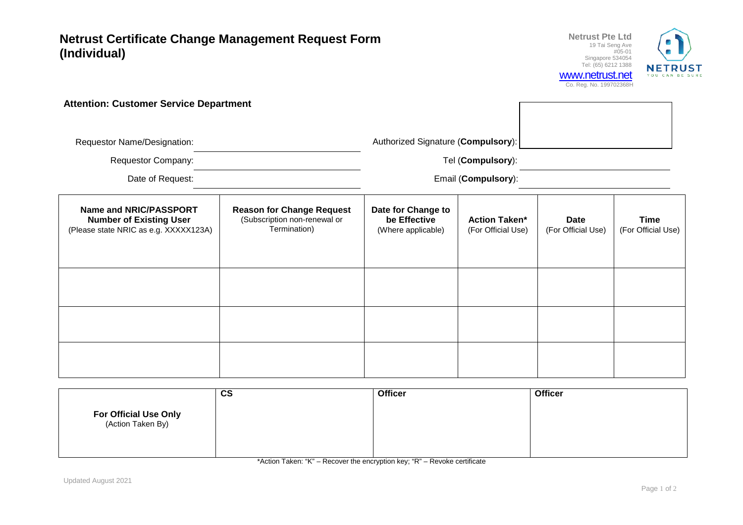# Netrust Certificate Change Management Request Form (Individual)

**Netrust Pte Ltd**
19 Tai Seng Ave
#05-01
Singapore 534054
Tel: (65) 6212 1388
www.netrust.net
Co. Reg. No. 199702368H

**Attention: Customer Service Department**

Requestor Name/Designation: ______________________

Requestor Company: ______________________

Date of Request: ______________________

Authorized Signature (**Compulsory**): ______________________

Tel (**Compulsory**): ______________________

Email (**Compulsory**): ______________________

| **Name and NRIC/PASSPORT Number of Existing User** (Please state NRIC as e.g. XXXXX123A) | **Reason for Change Request** (Subscription non-renewal or Termination) | **Date for Change to be Effective** (Where applicable) | **Action Taken*** (For Official Use) | **Date** (For Official Use) | **Time** (For Official Use) |
|---|---|---|---|---|---|
| | | | | | |
| | | | | | |
| | | | | | |

| | **CS** | **Officer** | **Officer** |
|---|---|---|---|
| **For Official Use Only** (Action Taken By) | | | |

*Action Taken: "K" – Recover the encryption key; "R" – Revoke certificate

Updated August 2021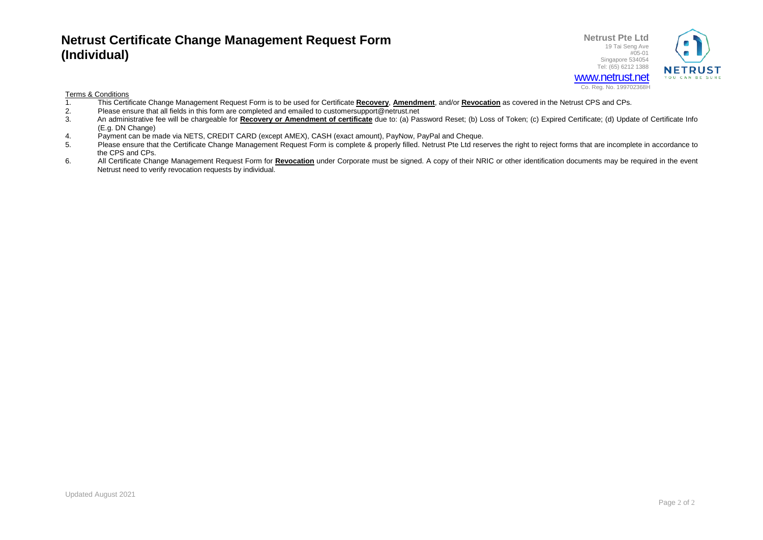# Netrust Certificate Change Management Request Form (Individual)

**Netrust Pte Ltd**
19 Tai Seng Ave
#05-01
Singapore 534054
Tel: (65) 6212 1388
www.netrust.net
Co. Reg. No. 199702368H

Terms & Conditions

1. This Certificate Change Management Request Form is to be used for Certificate **Recovery**, **Amendment**, and/or **Revocation** as covered in the Netrust CPS and CPs.
2. Please ensure that all fields in this form are completed and emailed to customersupport@netrust.net
3. An administrative fee will be chargeable for **Recovery or Amendment of certificate** due to: (a) Password Reset; (b) Loss of Token; (c) Expired Certificate; (d) Update of Certificate Info (E.g. DN Change)
4. Payment can be made via NETS, CREDIT CARD (except AMEX), CASH (exact amount), PayNow, PayPal and Cheque.
5. Please ensure that the Certificate Change Management Request Form is complete & properly filled. Netrust Pte Ltd reserves the right to reject forms that are incomplete in accordance to the CPS and CPs.
6. All Certificate Change Management Request Form for **Revocation** under Corporate must be signed. A copy of their NRIC or other identification documents may be required in the event Netrust need to verify revocation requests by individual.

Updated August 2021